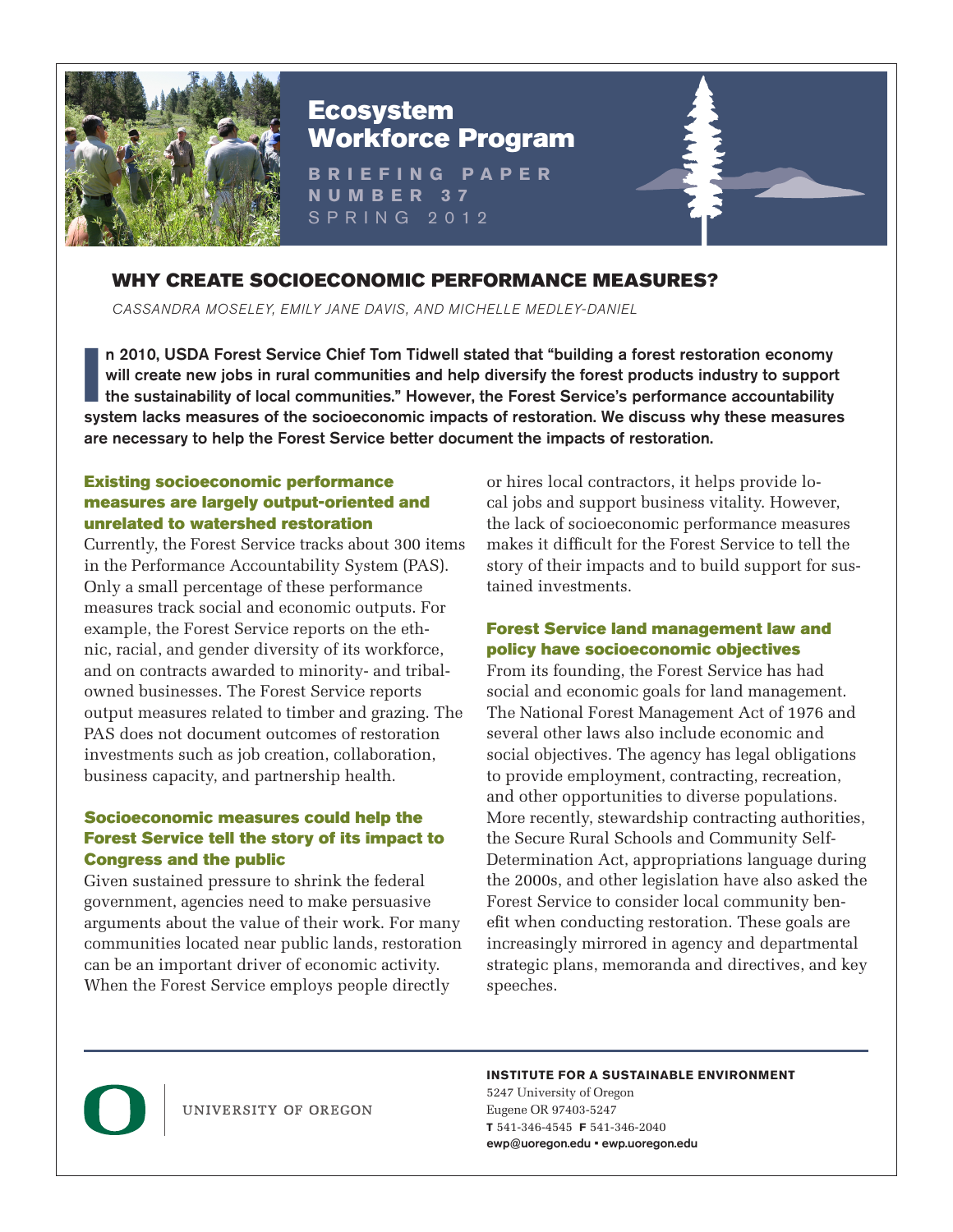# Ecosystem Workforce Program

**BRIEFING PAPER NUMBER 37**
SPRING 2012

## WHY CREATE SOCIOECONOMIC PERFORMANCE MEASURES?

*CASSANDRA MOSELEY, EMILY JANE DAVIS, AND MICHELLE MEDLEY-DANIEL*

**In 2010, USDA Forest Service Chief Tom Tidwell stated that "building a forest restoration economy will create new jobs in rural communities and help diversify the forest products industry to support the sustainability of local communities." However, the Forest Service's performance accountability system lacks measures of the socioeconomic impacts of restoration. We discuss why these measures are necessary to help the Forest Service better document the impacts of restoration.**

### Existing socioeconomic performance measures are largely output-oriented and unrelated to watershed restoration

Currently, the Forest Service tracks about 300 items in the Performance Accountability System (PAS). Only a small percentage of these performance measures track social and economic outputs. For example, the Forest Service reports on the ethnic, racial, and gender diversity of its workforce, and on contracts awarded to minority- and tribal-owned businesses. The Forest Service reports output measures related to timber and grazing. The PAS does not document outcomes of restoration investments such as job creation, collaboration, business capacity, and partnership health.

### Socioeconomic measures could help the Forest Service tell the story of its impact to Congress and the public

Given sustained pressure to shrink the federal government, agencies need to make persuasive arguments about the value of their work. For many communities located near public lands, restoration can be an important driver of economic activity. When the Forest Service employs people directly or hires local contractors, it helps provide local jobs and support business vitality. However, the lack of socioeconomic performance measures makes it difficult for the Forest Service to tell the story of their impacts and to build support for sustained investments.

### Forest Service land management law and policy have socioeconomic objectives

From its founding, the Forest Service has had social and economic goals for land management. The National Forest Management Act of 1976 and several other laws also include economic and social objectives. The agency has legal obligations to provide employment, contracting, recreation, and other opportunities to diverse populations. More recently, stewardship contracting authorities, the Secure Rural Schools and Community Self-Determination Act, appropriations language during the 2000s, and other legislation have also asked the Forest Service to consider local community benefit when conducting restoration. These goals are increasingly mirrored in agency and departmental strategic plans, memoranda and directives, and key speeches.

UNIVERSITY OF OREGON

**INSTITUTE FOR A SUSTAINABLE ENVIRONMENT**
5247 University of Oregon
Eugene OR 97403-5247
**T** 541-346-4545 **F** 541-346-2040
**ewp@uoregon.edu • ewp.uoregon.edu**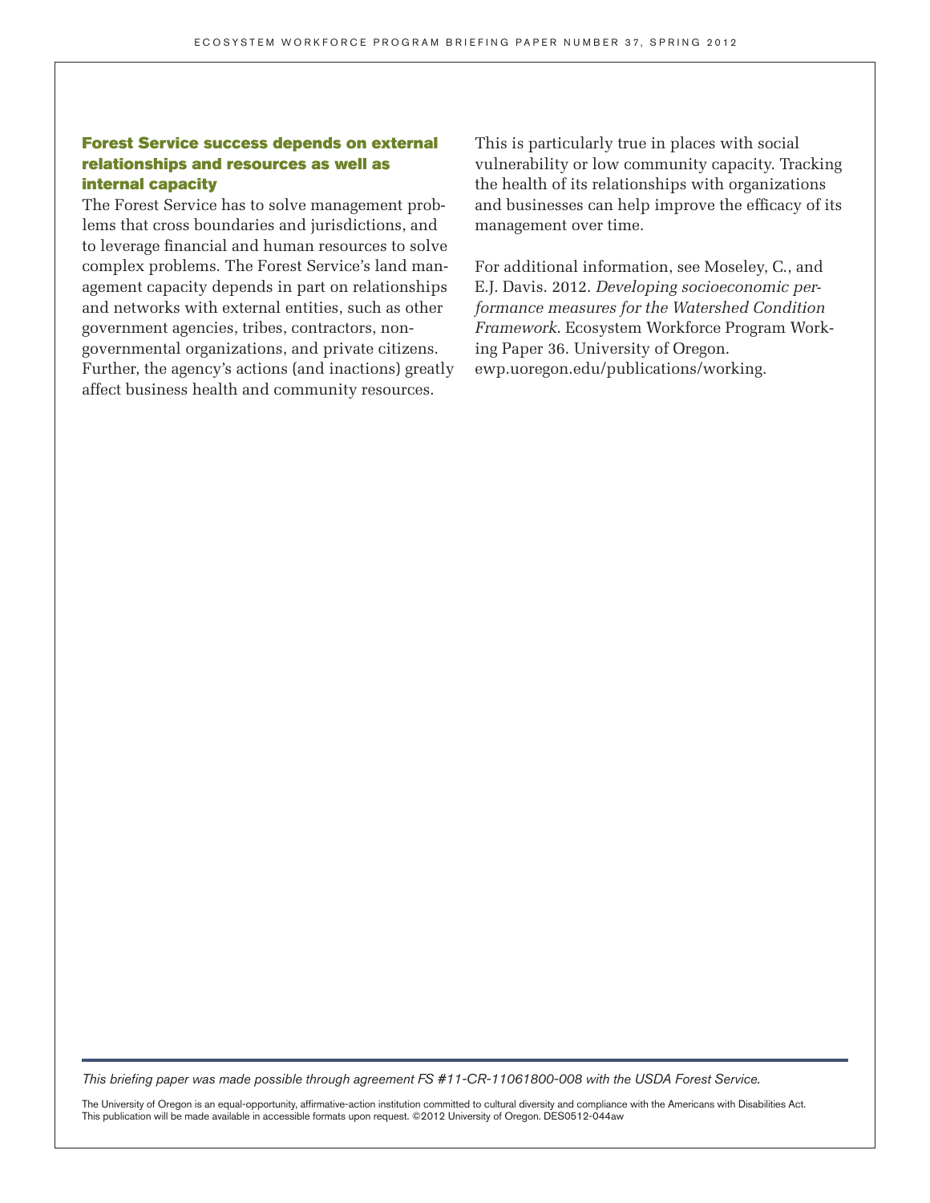## Forest Service success depends on external relationships and resources as well as internal capacity

The Forest Service has to solve management problems that cross boundaries and jurisdictions, and to leverage financial and human resources to solve complex problems. The Forest Service's land management capacity depends in part on relationships and networks with external entities, such as other government agencies, tribes, contractors, nongovernmental organizations, and private citizens. Further, the agency's actions (and inactions) greatly affect business health and community resources. This is particularly true in places with social vulnerability or low community capacity. Tracking the health of its relationships with organizations and businesses can help improve the efficacy of its management over time.

For additional information, see Moseley, C., and E.J. Davis. 2012. *Developing socioeconomic performance measures for the Watershed Condition Framework*. Ecosystem Workforce Program Working Paper 36. University of Oregon. ewp.uoregon.edu/publications/working.

*This briefing paper was made possible through agreement FS #11-CR-11061800-008 with the USDA Forest Service.*

The University of Oregon is an equal-opportunity, affirmative-action institution committed to cultural diversity and compliance with the Americans with Disabilities Act. This publication will be made available in accessible formats upon request. ©2012 University of Oregon. DES0512-044aw